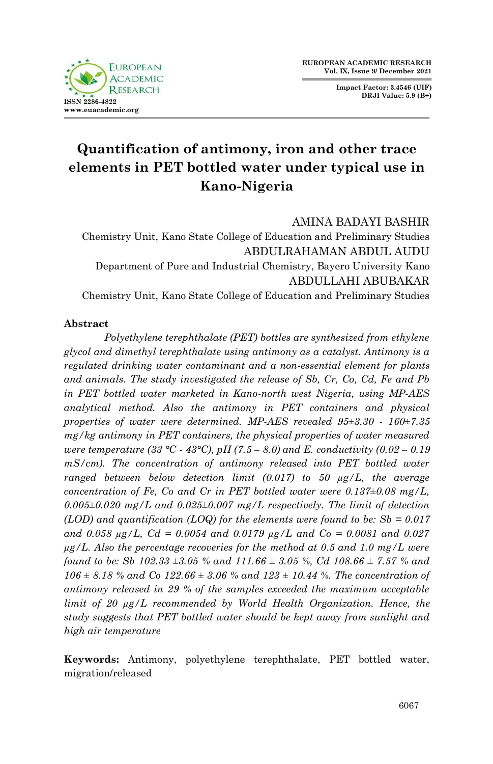# Quantification of antimony, iron and other trace elements in PET bottled water under typical use in Kano-Nigeria

AMINA BADAYI BASHIR
Chemistry Unit, Kano State College of Education and Preliminary Studies

ABDULRAHAMAN ABDUL AUDU
Department of Pure and Industrial Chemistry, Bayero University Kano

ABDULLAHI ABUBAKAR
Chemistry Unit, Kano State College of Education and Preliminary Studies

## Abstract

*Polyethylene terephthalate (PET) bottles are synthesized from ethylene glycol and dimethyl terephthalate using antimony as a catalyst. Antimony is a regulated drinking water contaminant and a non-essential element for plants and animals. The study investigated the release of Sb, Cr, Co, Cd, Fe and Pb in PET bottled water marketed in Kano-north west Nigeria, using MP-AES analytical method. Also the antimony in PET containers and physical properties of water were determined. MP-AES revealed 95±3.30 - 160±7.35 mg/kg antimony in PET containers, the physical properties of water measured were temperature (33 °C - 43°C), pH (7.5 – 8.0) and E. conductivity (0.02 – 0.19 mS/cm). The concentration of antimony released into PET bottled water ranged between below detection limit (0.017) to 50 µg/L, the average concentration of Fe, Co and Cr in PET bottled water were 0.137±0.08 mg/L, 0.005±0.020 mg/L and 0.025±0.007 mg/L respectively. The limit of detection (LOD) and quantification (LOQ) for the elements were found to be: Sb = 0.017 and 0.058 µg/L, Cd = 0.0054 and 0.0179 µg/L and Co = 0.0081 and 0.027 µg/L. Also the percentage recoveries for the method at 0.5 and 1.0 mg/L were found to be: Sb 102.33 ±3.05 % and 111.66 ± 3.05 %, Cd 108.66 ± 7.57 % and 106 ± 8.18 % and Co 122.66 ± 3.06 % and 123 ± 10.44 %. The concentration of antimony released in 29 % of the samples exceeded the maximum acceptable limit of 20 µg/L recommended by World Health Organization. Hence, the study suggests that PET bottled water should be kept away from sunlight and high air temperature*

**Keywords:** Antimony, polyethylene terephthalate, PET bottled water, migration/released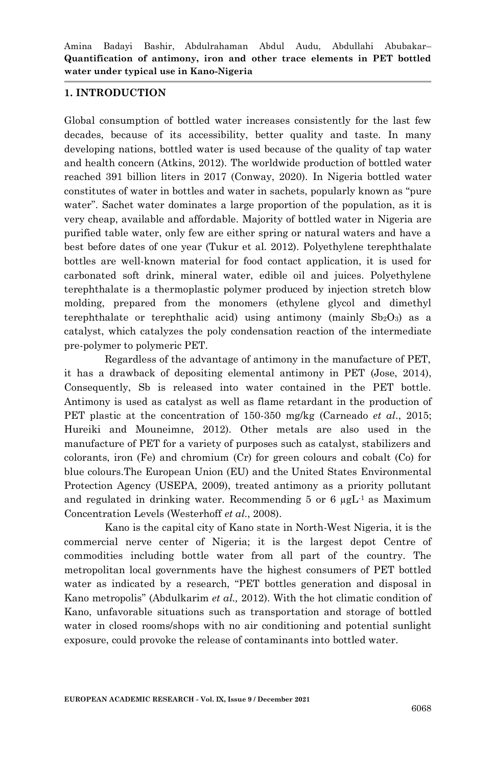## 1. INTRODUCTION

Global consumption of bottled water increases consistently for the last few decades, because of its accessibility, better quality and taste. In many developing nations, bottled water is used because of the quality of tap water and health concern (Atkins, 2012). The worldwide production of bottled water reached 391 billion liters in 2017 (Conway, 2020). In Nigeria bottled water constitutes of water in bottles and water in sachets, popularly known as "pure water". Sachet water dominates a large proportion of the population, as it is very cheap, available and affordable. Majority of bottled water in Nigeria are purified table water, only few are either spring or natural waters and have a best before dates of one year (Tukur et al. 2012). Polyethylene terephthalate bottles are well-known material for food contact application, it is used for carbonated soft drink, mineral water, edible oil and juices. Polyethylene terephthalate is a thermoplastic polymer produced by injection stretch blow molding, prepared from the monomers (ethylene glycol and dimethyl terephthalate or terephthalic acid) using antimony (mainly $Sb_2O_3$) as a catalyst, which catalyzes the poly condensation reaction of the intermediate pre-polymer to polymeric PET.

Regardless of the advantage of antimony in the manufacture of PET, it has a drawback of depositing elemental antimony in PET (Jose, 2014), Consequently, Sb is released into water contained in the PET bottle. Antimony is used as catalyst as well as flame retardant in the production of PET plastic at the concentration of 150-350 mg/kg (Carneado *et al*., 2015; Hureiki and Mouneimne, 2012). Other metals are also used in the manufacture of PET for a variety of purposes such as catalyst, stabilizers and colorants, iron (Fe) and chromium (Cr) for green colours and cobalt (Co) for blue colours.The European Union (EU) and the United States Environmental Protection Agency (USEPA, 2009), treated antimony as a priority pollutant and regulated in drinking water. Recommending 5 or 6 $\mu gL^{-1}$ as Maximum Concentration Levels (Westerhoff *et al*., 2008).

Kano is the capital city of Kano state in North-West Nigeria, it is the commercial nerve center of Nigeria; it is the largest depot Centre of commodities including bottle water from all part of the country. The metropolitan local governments have the highest consumers of PET bottled water as indicated by a research, "PET bottles generation and disposal in Kano metropolis" (Abdulkarim *et al.,* 2012). With the hot climatic condition of Kano, unfavorable situations such as transportation and storage of bottled water in closed rooms/shops with no air conditioning and potential sunlight exposure, could provoke the release of contaminants into bottled water.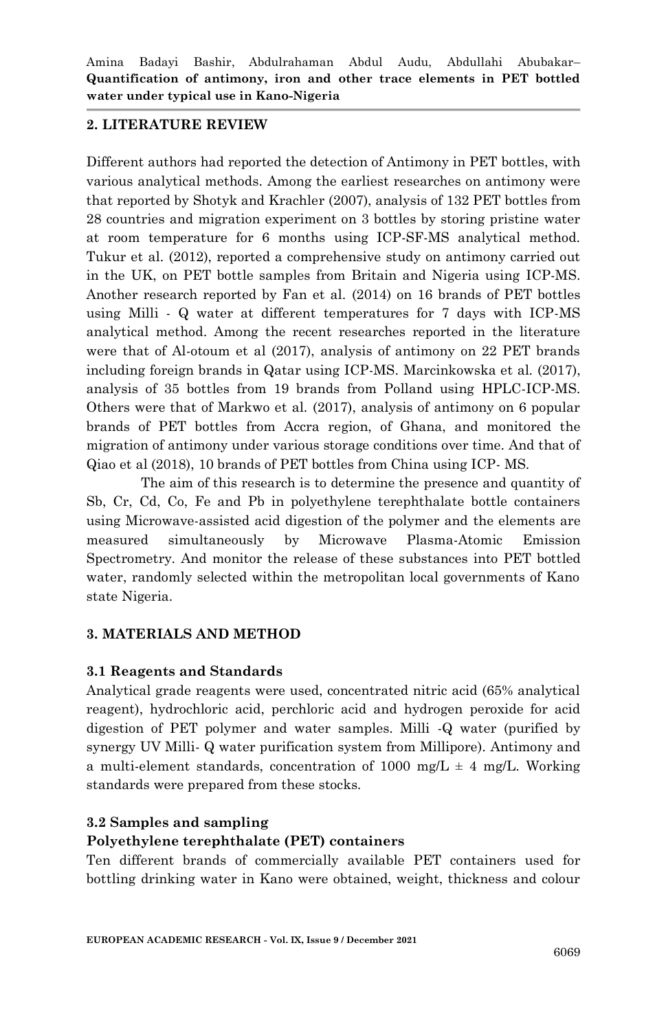## 2. LITERATURE REVIEW

Different authors had reported the detection of Antimony in PET bottles, with various analytical methods. Among the earliest researches on antimony were that reported by Shotyk and Krachler (2007), analysis of 132 PET bottles from 28 countries and migration experiment on 3 bottles by storing pristine water at room temperature for 6 months using ICP-SF-MS analytical method. Tukur et al. (2012), reported a comprehensive study on antimony carried out in the UK, on PET bottle samples from Britain and Nigeria using ICP-MS. Another research reported by Fan et al. (2014) on 16 brands of PET bottles using Milli - Q water at different temperatures for 7 days with ICP-MS analytical method. Among the recent researches reported in the literature were that of Al-otoum et al (2017), analysis of antimony on 22 PET brands including foreign brands in Qatar using ICP-MS. Marcinkowska et al. (2017), analysis of 35 bottles from 19 brands from Polland using HPLC-ICP-MS. Others were that of Markwo et al. (2017), analysis of antimony on 6 popular brands of PET bottles from Accra region, of Ghana, and monitored the migration of antimony under various storage conditions over time. And that of Qiao et al (2018), 10 brands of PET bottles from China using ICP- MS.

The aim of this research is to determine the presence and quantity of Sb, Cr, Cd, Co, Fe and Pb in polyethylene terephthalate bottle containers using Microwave-assisted acid digestion of the polymer and the elements are measured simultaneously by Microwave Plasma-Atomic Emission Spectrometry. And monitor the release of these substances into PET bottled water, randomly selected within the metropolitan local governments of Kano state Nigeria.

## 3. MATERIALS AND METHOD

### 3.1 Reagents and Standards

Analytical grade reagents were used, concentrated nitric acid (65% analytical reagent), hydrochloric acid, perchloric acid and hydrogen peroxide for acid digestion of PET polymer and water samples. Milli -Q water (purified by synergy UV Milli- Q water purification system from Millipore). Antimony and a multi-element standards, concentration of 1000 mg/L ± 4 mg/L. Working standards were prepared from these stocks.

### 3.2 Samples and sampling

**Polyethylene terephthalate (PET) containers**

Ten different brands of commercially available PET containers used for bottling drinking water in Kano were obtained, weight, thickness and colour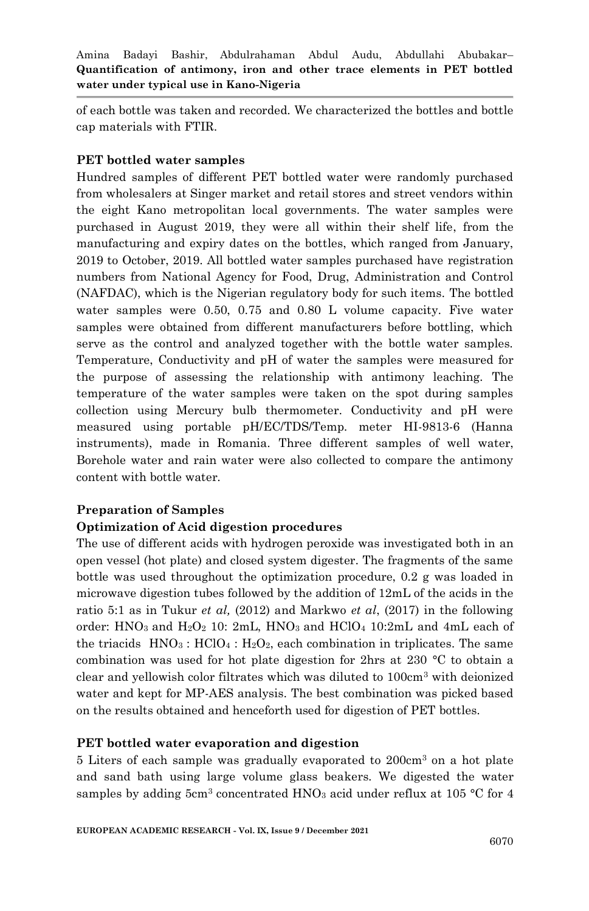of each bottle was taken and recorded. We characterized the bottles and bottle cap materials with FTIR.

### PET bottled water samples

Hundred samples of different PET bottled water were randomly purchased from wholesalers at Singer market and retail stores and street vendors within the eight Kano metropolitan local governments. The water samples were purchased in August 2019, they were all within their shelf life, from the manufacturing and expiry dates on the bottles, which ranged from January, 2019 to October, 2019. All bottled water samples purchased have registration numbers from National Agency for Food, Drug, Administration and Control (NAFDAC), which is the Nigerian regulatory body for such items. The bottled water samples were 0.50, 0.75 and 0.80 L volume capacity. Five water samples were obtained from different manufacturers before bottling, which serve as the control and analyzed together with the bottle water samples. Temperature, Conductivity and pH of water the samples were measured for the purpose of assessing the relationship with antimony leaching. The temperature of the water samples were taken on the spot during samples collection using Mercury bulb thermometer. Conductivity and pH were measured using portable pH/EC/TDS/Temp. meter HI-9813-6 (Hanna instruments), made in Romania. Three different samples of well water, Borehole water and rain water were also collected to compare the antimony content with bottle water.

### Preparation of Samples

### Optimization of Acid digestion procedures

The use of different acids with hydrogen peroxide was investigated both in an open vessel (hot plate) and closed system digester. The fragments of the same bottle was used throughout the optimization procedure, 0.2 g was loaded in microwave digestion tubes followed by the addition of 12mL of the acids in the ratio 5:1 as in Tukur *et al,* (2012) and Markwo *et al*, (2017) in the following order: $HNO_3$ and $H_2O_2$ 10: 2mL, $HNO_3$ and $HClO_4$ 10:2mL and 4mL each of the triacids $HNO_3 : HClO_4 : H_2O_2$, each combination in triplicates. The same combination was used for hot plate digestion for 2hrs at 230 °C to obtain a clear and yellowish color filtrates which was diluted to 100cm$^3$ with deionized water and kept for MP-AES analysis. The best combination was picked based on the results obtained and henceforth used for digestion of PET bottles.

### PET bottled water evaporation and digestion

5 Liters of each sample was gradually evaporated to 200cm$^3$ on a hot plate and sand bath using large volume glass beakers. We digested the water samples by adding 5cm$^3$ concentrated $HNO_3$ acid under reflux at 105 °C for 4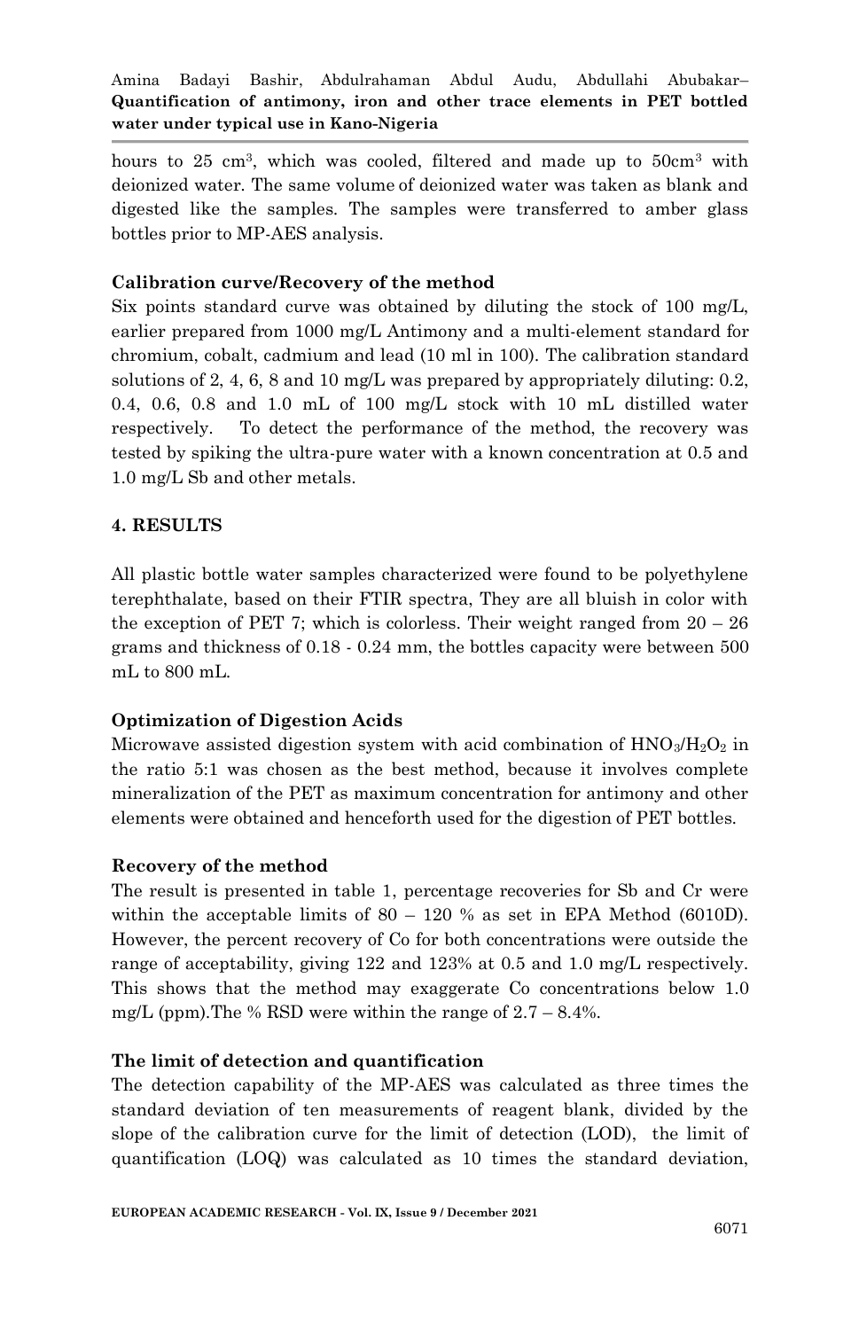hours to 25 $cm^3$, which was cooled, filtered and made up to 50$cm^3$ with deionized water. The same volume of deionized water was taken as blank and digested like the samples. The samples were transferred to amber glass bottles prior to MP-AES analysis.

**Calibration curve/Recovery of the method**

Six points standard curve was obtained by diluting the stock of 100 mg/L, earlier prepared from 1000 mg/L Antimony and a multi-element standard for chromium, cobalt, cadmium and lead (10 ml in 100). The calibration standard solutions of 2, 4, 6, 8 and 10 mg/L was prepared by appropriately diluting: 0.2, 0.4, 0.6, 0.8 and 1.0 mL of 100 mg/L stock with 10 mL distilled water respectively. To detect the performance of the method, the recovery was tested by spiking the ultra-pure water with a known concentration at 0.5 and 1.0 mg/L Sb and other metals.

## 4. RESULTS

All plastic bottle water samples characterized were found to be polyethylene terephthalate, based on their FTIR spectra, They are all bluish in color with the exception of PET 7; which is colorless. Their weight ranged from 20 – 26 grams and thickness of 0.18 - 0.24 mm, the bottles capacity were between 500 mL to 800 mL.

**Optimization of Digestion Acids**

Microwave assisted digestion system with acid combination of $HNO_3/H_2O_2$ in the ratio 5:1 was chosen as the best method, because it involves complete mineralization of the PET as maximum concentration for antimony and other elements were obtained and henceforth used for the digestion of PET bottles.

**Recovery of the method**

The result is presented in table 1, percentage recoveries for Sb and Cr were within the acceptable limits of 80 – 120 % as set in EPA Method (6010D). However, the percent recovery of Co for both concentrations were outside the range of acceptability, giving 122 and 123% at 0.5 and 1.0 mg/L respectively. This shows that the method may exaggerate Co concentrations below 1.0 mg/L (ppm).The % RSD were within the range of 2.7 – 8.4%.

**The limit of detection and quantification**

The detection capability of the MP-AES was calculated as three times the standard deviation of ten measurements of reagent blank, divided by the slope of the calibration curve for the limit of detection (LOD), the limit of quantification (LOQ) was calculated as 10 times the standard deviation,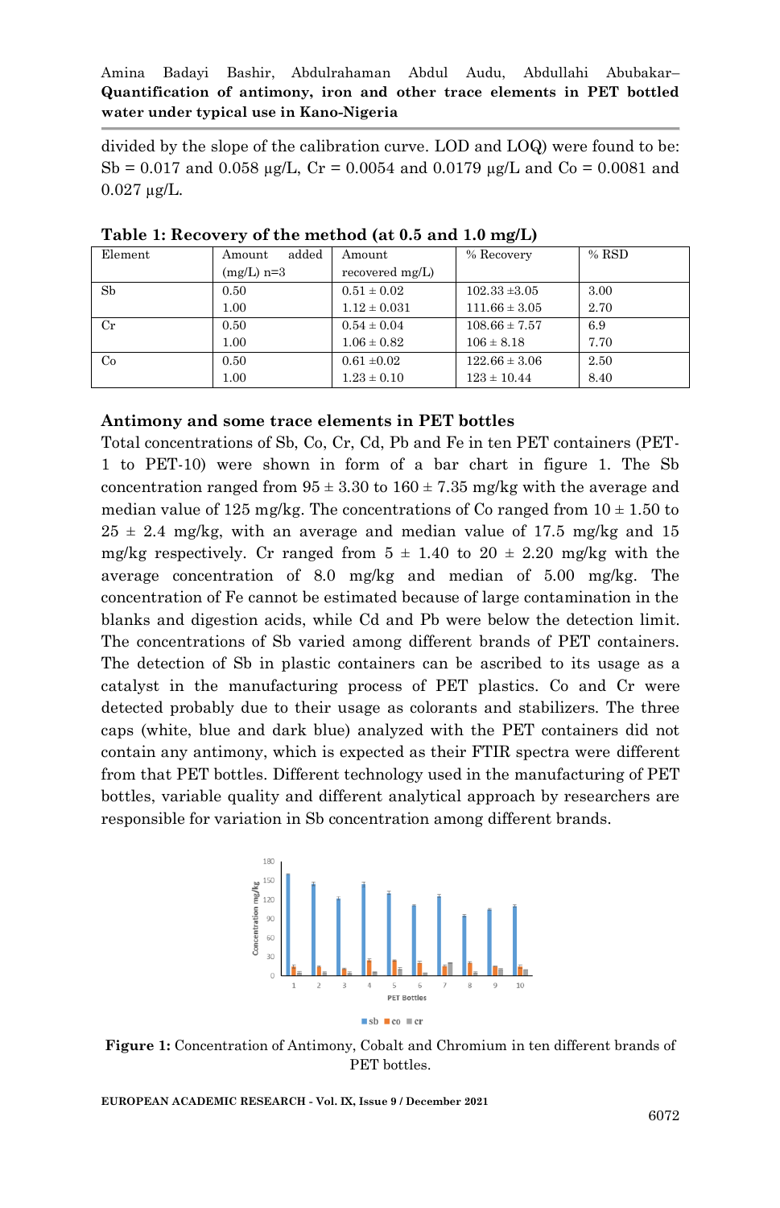divided by the slope of the calibration curve. LOD and LOQ) were found to be: Sb = 0.017 and 0.058 μg/L, Cr = 0.0054 and 0.0179 μg/L and Co = 0.0081 and 0.027 μg/L.

**Table 1: Recovery of the method (at 0.5 and 1.0 mg/L)**

| Element | Amount added (mg/L) n=3 | Amount recovered mg/L) | % Recovery | % RSD |
|---|---|---|---|---|
| Sb | 0.50 | 0.51 ± 0.02 | 102.33 ±3.05 | 3.00 |
| | 1.00 | 1.12 ± 0.031 | 111.66 ± 3.05 | 2.70 |
| Cr | 0.50 | 0.54 ± 0.04 | 108.66 ± 7.57 | 6.9 |
| | 1.00 | 1.06 ± 0.82 | 106 ± 8.18 | 7.70 |
| Co | 0.50 | 0.61 ±0.02 | 122.66 ± 3.06 | 2.50 |
| | 1.00 | 1.23 ± 0.10 | 123 ± 10.44 | 8.40 |

### Antimony and some trace elements in PET bottles

Total concentrations of Sb, Co, Cr, Cd, Pb and Fe in ten PET containers (PET-1 to PET-10) were shown in form of a bar chart in figure 1. The Sb concentration ranged from 95 ± 3.30 to 160 ± 7.35 mg/kg with the average and median value of 125 mg/kg. The concentrations of Co ranged from 10 ± 1.50 to 25 ± 2.4 mg/kg, with an average and median value of 17.5 mg/kg and 15 mg/kg respectively. Cr ranged from 5 ± 1.40 to 20 ± 2.20 mg/kg with the average concentration of 8.0 mg/kg and median of 5.00 mg/kg. The concentration of Fe cannot be estimated because of large contamination in the blanks and digestion acids, while Cd and Pb were below the detection limit. The concentrations of Sb varied among different brands of PET containers. The detection of Sb in plastic containers can be ascribed to its usage as a catalyst in the manufacturing process of PET plastics. Co and Cr were detected probably due to their usage as colorants and stabilizers. The three caps (white, blue and dark blue) analyzed with the PET containers did not contain any antimony, which is expected as their FTIR spectra were different from that PET bottles. Different technology used in the manufacturing of PET bottles, variable quality and different analytical approach by researchers are responsible for variation in Sb concentration among different brands.

180
150
120
90
60
30
0
Concentration mg/kg
1 2 3 4 5 6 7 8 9 10
PET Bottles
sb co cr

**Figure 1:** Concentration of Antimony, Cobalt and Chromium in ten different brands of PET bottles.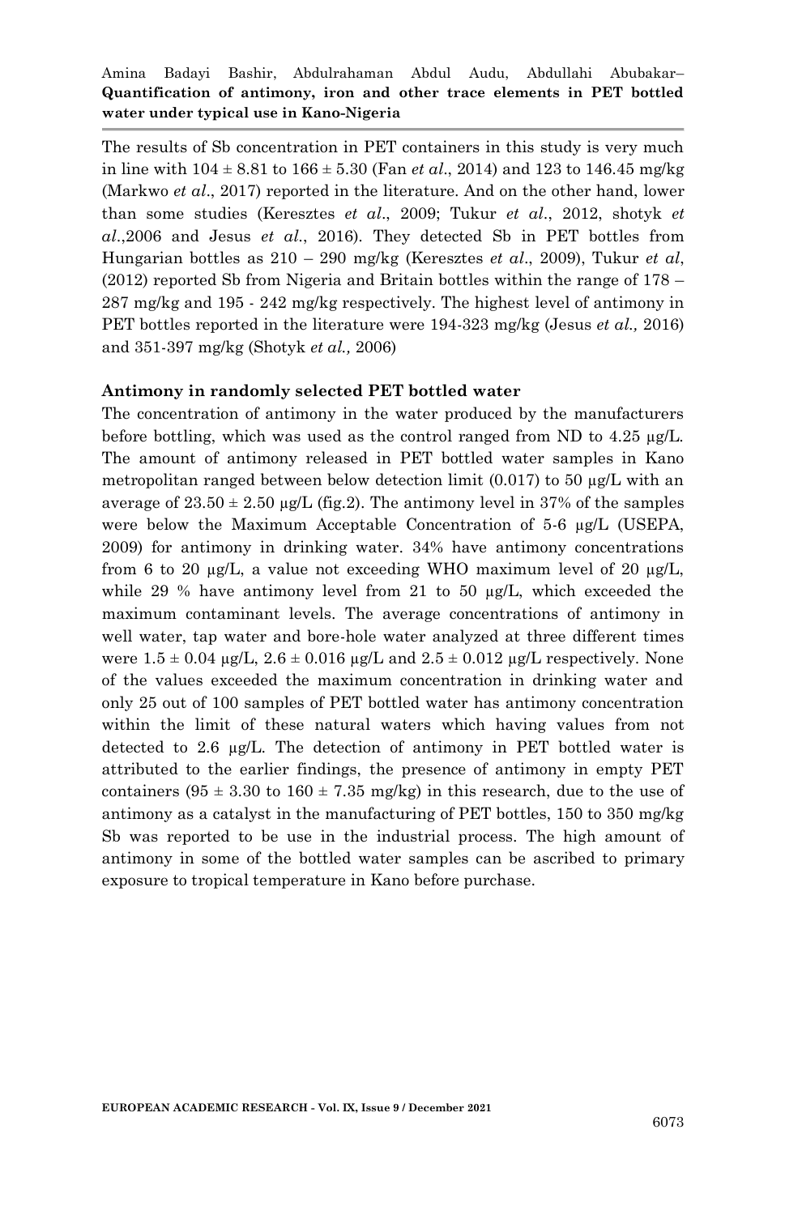The results of Sb concentration in PET containers in this study is very much in line with 104 ± 8.81 to 166 ± 5.30 (Fan *et al*., 2014) and 123 to 146.45 mg/kg (Markwo *et al*., 2017) reported in the literature. And on the other hand, lower than some studies (Keresztes *et al*., 2009; Tukur *et al*., 2012, shotyk *et al*.,2006 and Jesus *et al*., 2016). They detected Sb in PET bottles from Hungarian bottles as 210 – 290 mg/kg (Keresztes *et al*., 2009), Tukur *et al*, (2012) reported Sb from Nigeria and Britain bottles within the range of 178 – 287 mg/kg and 195 - 242 mg/kg respectively. The highest level of antimony in PET bottles reported in the literature were 194-323 mg/kg (Jesus *et al.,* 2016) and 351-397 mg/kg (Shotyk *et al.,* 2006)

**Antimony in randomly selected PET bottled water**

The concentration of antimony in the water produced by the manufacturers before bottling, which was used as the control ranged from ND to 4.25 µg/L. The amount of antimony released in PET bottled water samples in Kano metropolitan ranged between below detection limit (0.017) to 50 µg/L with an average of 23.50 ± 2.50 µg/L (fig.2). The antimony level in 37% of the samples were below the Maximum Acceptable Concentration of 5-6 µg/L (USEPA, 2009) for antimony in drinking water. 34% have antimony concentrations from 6 to 20 µg/L, a value not exceeding WHO maximum level of 20 µg/L, while 29 % have antimony level from 21 to 50 µg/L, which exceeded the maximum contaminant levels. The average concentrations of antimony in well water, tap water and bore-hole water analyzed at three different times were 1.5 ± 0.04 µg/L, 2.6 ± 0.016 µg/L and 2.5 ± 0.012 µg/L respectively. None of the values exceeded the maximum concentration in drinking water and only 25 out of 100 samples of PET bottled water has antimony concentration within the limit of these natural waters which having values from not detected to 2.6 µg/L. The detection of antimony in PET bottled water is attributed to the earlier findings, the presence of antimony in empty PET containers (95 ± 3.30 to 160 ± 7.35 mg/kg) in this research, due to the use of antimony as a catalyst in the manufacturing of PET bottles, 150 to 350 mg/kg Sb was reported to be use in the industrial process. The high amount of antimony in some of the bottled water samples can be ascribed to primary exposure to tropical temperature in Kano before purchase.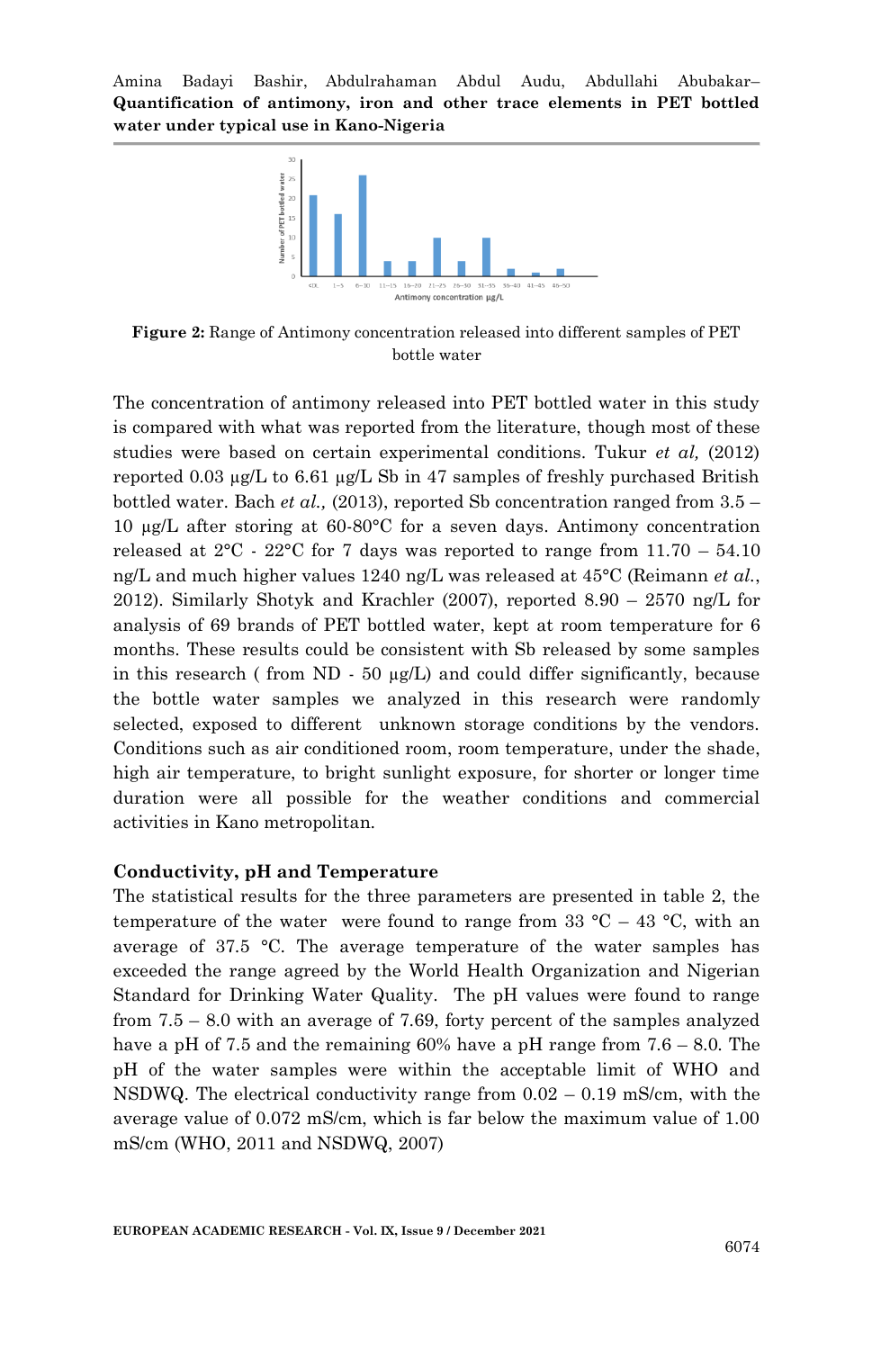30
25
20
15
10
5
0

Number of PET bottled water

<DL 1–5 6–10 11–15 16–20 21–25 26–30 31–35 36–40 41–45 46–50

Antimony concentration μg/L

**Figure 2:** Range of Antimony concentration released into different samples of PET bottle water

The concentration of antimony released into PET bottled water in this study is compared with what was reported from the literature, though most of these studies were based on certain experimental conditions. Tukur *et al,* (2012) reported 0.03 µg/L to 6.61 µg/L Sb in 47 samples of freshly purchased British bottled water. Bach *et al.,* (2013), reported Sb concentration ranged from 3.5 – 10 µg/L after storing at 60-80°C for a seven days. Antimony concentration released at 2°C - 22°C for 7 days was reported to range from 11.70 – 54.10 ng/L and much higher values 1240 ng/L was released at 45°C (Reimann *et al.*, 2012). Similarly Shotyk and Krachler (2007), reported 8.90 – 2570 ng/L for analysis of 69 brands of PET bottled water, kept at room temperature for 6 months. These results could be consistent with Sb released by some samples in this research ( from ND - 50 µg/L) and could differ significantly, because the bottle water samples we analyzed in this research were randomly selected, exposed to different unknown storage conditions by the vendors. Conditions such as air conditioned room, room temperature, under the shade, high air temperature, to bright sunlight exposure, for shorter or longer time duration were all possible for the weather conditions and commercial activities in Kano metropolitan.

### Conductivity, pH and Temperature

The statistical results for the three parameters are presented in table 2, the temperature of the water were found to range from 33 °C – 43 °C, with an average of 37.5 °C. The average temperature of the water samples has exceeded the range agreed by the World Health Organization and Nigerian Standard for Drinking Water Quality. The pH values were found to range from 7.5 – 8.0 with an average of 7.69, forty percent of the samples analyzed have a pH of 7.5 and the remaining 60% have a pH range from 7.6 – 8.0. The pH of the water samples were within the acceptable limit of WHO and NSDWQ. The electrical conductivity range from 0.02 – 0.19 mS/cm, with the average value of 0.072 mS/cm, which is far below the maximum value of 1.00 mS/cm (WHO, 2011 and NSDWQ, 2007)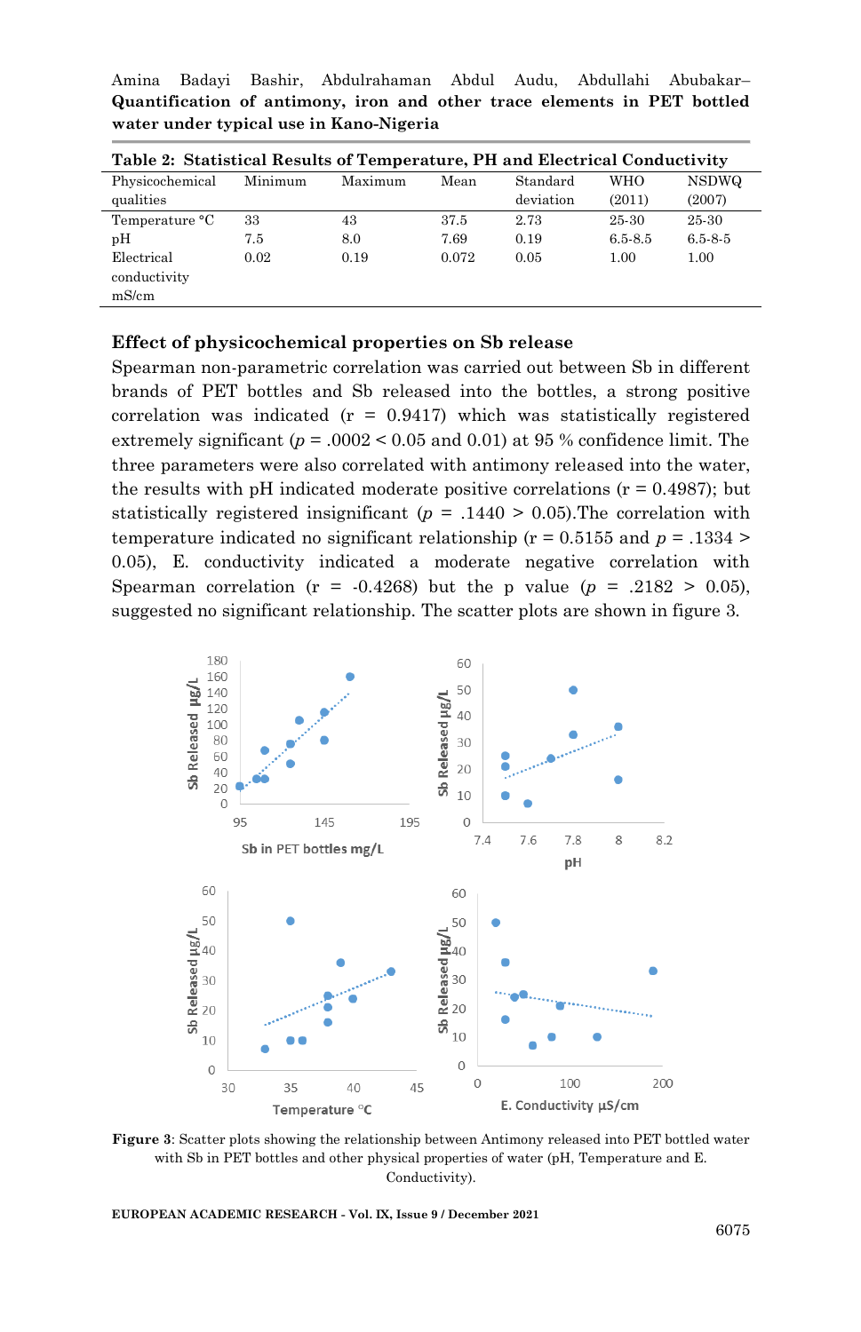Table 2: Statistical Results of Temperature, PH and Electrical Conductivity

| Physicochemical qualities | Minimum | Maximum | Mean | Standard deviation | WHO (2011) | NSDWQ (2007) |
|---|---|---|---|---|---|---|
| Temperature °C | 33 | 43 | 37.5 | 2.73 | 25-30 | 25-30 |
| pH | 7.5 | 8.0 | 7.69 | 0.19 | 6.5-8.5 | 6.5-8-5 |
| Electrical conductivity mS/cm | 0.02 | 0.19 | 0.072 | 0.05 | 1.00 | 1.00 |

## Effect of physicochemical properties on Sb release

Spearman non-parametric correlation was carried out between Sb in different brands of PET bottles and Sb released into the bottles, a strong positive correlation was indicated (r = 0.9417) which was statistically registered extremely significant ($p$ = .0002 < 0.05 and 0.01) at 95 % confidence limit. The three parameters were also correlated with antimony released into the water, the results with pH indicated moderate positive correlations (r = 0.4987); but statistically registered insignificant ($p$ = .1440 > 0.05).The correlation with temperature indicated no significant relationship (r = 0.5155 and $p$ = .1334 > 0.05), E. conductivity indicated a moderate negative correlation with Spearman correlation (r = -0.4268) but the p value ($p$ = .2182 > 0.05), suggested no significant relationship. The scatter plots are shown in figure 3.

Sb Released µg/L
Sb in PET bottles mg/L

Sb Released µg/L
pH

Sb Released µg/L
Temperature °C

Sb Released µg/L
E. Conductivity µS/cm

**Figure 3**: Scatter plots showing the relationship between Antimony released into PET bottled water with Sb in PET bottles and other physical properties of water (pH, Temperature and E. Conductivity).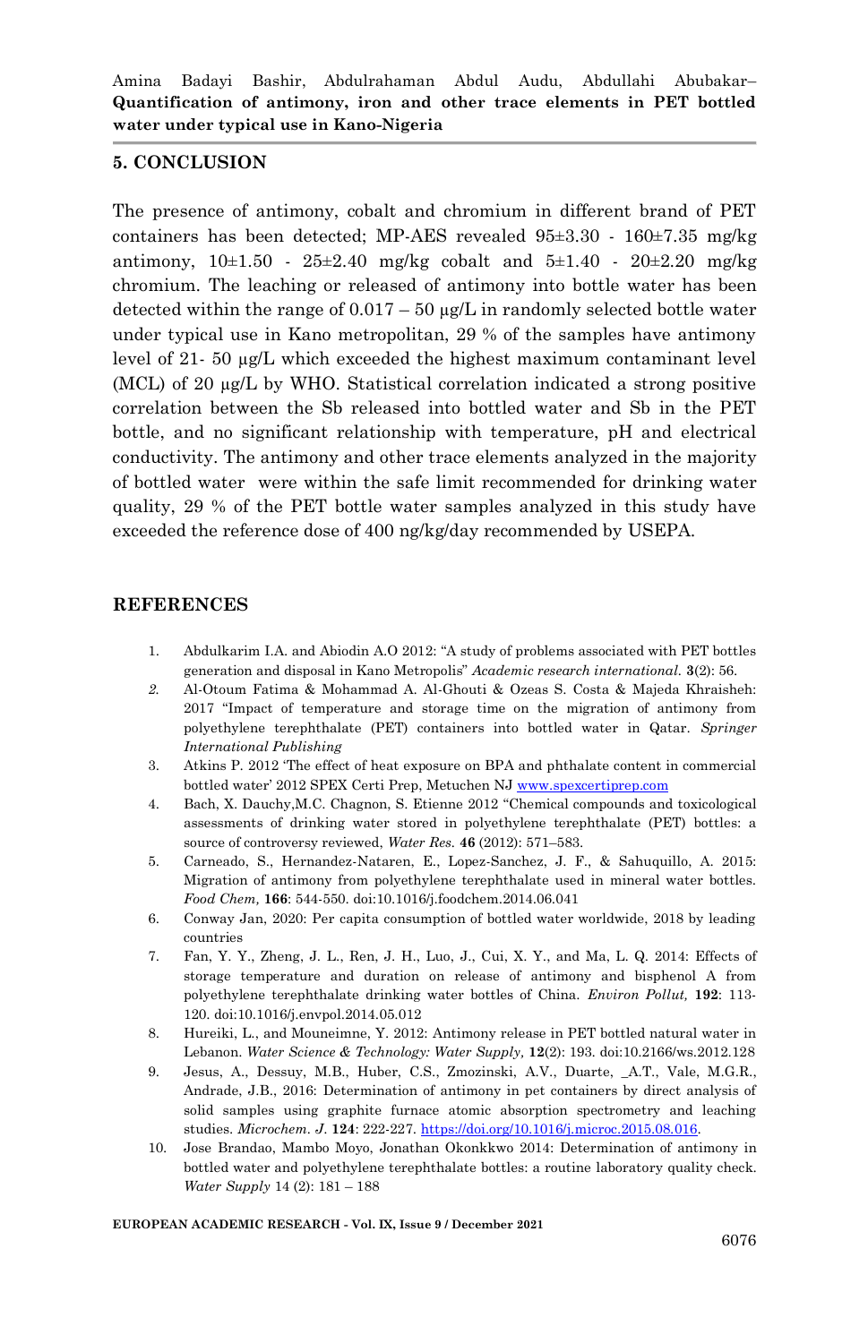## 5. CONCLUSION

The presence of antimony, cobalt and chromium in different brand of PET containers has been detected; MP-AES revealed 95±3.30 - 160±7.35 mg/kg antimony, 10±1.50 - 25±2.40 mg/kg cobalt and 5±1.40 - 20±2.20 mg/kg chromium. The leaching or released of antimony into bottle water has been detected within the range of 0.017 – 50 µg/L in randomly selected bottle water under typical use in Kano metropolitan, 29 % of the samples have antimony level of 21- 50 µg/L which exceeded the highest maximum contaminant level (MCL) of 20 µg/L by WHO. Statistical correlation indicated a strong positive correlation between the Sb released into bottled water and Sb in the PET bottle, and no significant relationship with temperature, pH and electrical conductivity. The antimony and other trace elements analyzed in the majority of bottled water were within the safe limit recommended for drinking water quality, 29 % of the PET bottle water samples analyzed in this study have exceeded the reference dose of 400 ng/kg/day recommended by USEPA.

## REFERENCES

1. Abdulkarim I.A. and Abiodin A.O 2012: "A study of problems associated with PET bottles generation and disposal in Kano Metropolis" *Academic research international.* **3**(2): 56.
2. Al-Otoum Fatima & Mohammad A. Al-Ghouti & Ozeas S. Costa & Majeda Khraisheh: 2017 "Impact of temperature and storage time on the migration of antimony from polyethylene terephthalate (PET) containers into bottled water in Qatar. *Springer International Publishing*
3. Atkins P. 2012 'The effect of heat exposure on BPA and phthalate content in commercial bottled water' 2012 SPEX Certi Prep, Metuchen NJ www.spexcertiprep.com
4. Bach, X. Dauchy,M.C. Chagnon, S. Etienne 2012 "Chemical compounds and toxicological assessments of drinking water stored in polyethylene terephthalate (PET) bottles: a source of controversy reviewed, *Water Res.* **46** (2012): 571–583.
5. Carneado, S., Hernandez-Nataren, E., Lopez-Sanchez, J. F., & Sahuquillo, A. 2015: Migration of antimony from polyethylene terephthalate used in mineral water bottles. *Food Chem,* **166**: 544-550. doi:10.1016/j.foodchem.2014.06.041
6. Conway Jan, 2020: Per capita consumption of bottled water worldwide, 2018 by leading countries
7. Fan, Y. Y., Zheng, J. L., Ren, J. H., Luo, J., Cui, X. Y., and Ma, L. Q. 2014: Effects of storage temperature and duration on release of antimony and bisphenol A from polyethylene terephthalate drinking water bottles of China. *Environ Pollut,* **192**: 113-120. doi:10.1016/j.envpol.2014.05.012
8. Hureiki, L., and Mouneimne, Y. 2012: Antimony release in PET bottled natural water in Lebanon. *Water Science & Technology: Water Supply,* **12**(2): 193. doi:10.2166/ws.2012.128
9. Jesus, A., Dessuy, M.B., Huber, C.S., Zmozinski, A.V., Duarte, _A.T., Vale, M.G.R., Andrade, J.B., 2016: Determination of antimony in pet containers by direct analysis of solid samples using graphite furnace atomic absorption spectrometry and leaching studies. *Microchem. J.* **124**: 222-227. https://doi.org/10.1016/j.microc.2015.08.016.
10. Jose Brandao, Mambo Moyo, Jonathan Okonkkwo 2014: Determination of antimony in bottled water and polyethylene terephthalate bottles: a routine laboratory quality check. *Water Supply* 14 (2): 181 – 188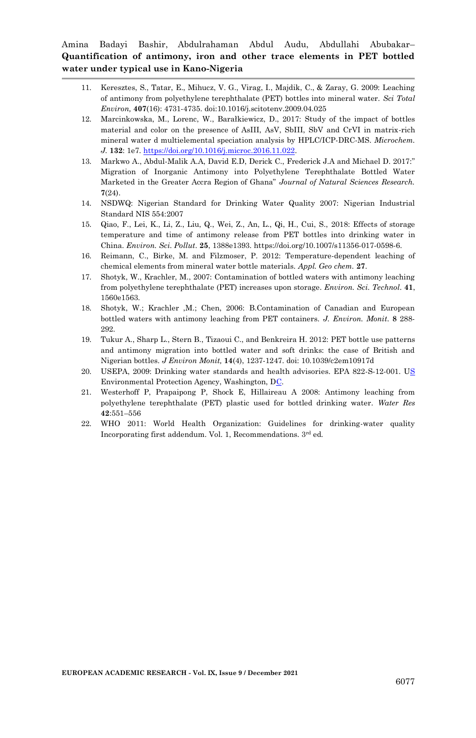11. Keresztes, S., Tatar, E., Mihucz, V. G., Virag, I., Majdik, C., & Zaray, G. 2009: Leaching of antimony from polyethylene terephthalate (PET) bottles into mineral water. *Sci Total Environ,* **407**(16): 4731-4735. doi:10.1016/j.scitotenv.2009.04.025
12. Marcinkowska, M., Lorenc, W., Barałkiewicz, D., 2017: Study of the impact of bottles material and color on the presence of AsIII, AsV, SbIII, SbV and CrVI in matrix-rich mineral water d multielemental speciation analysis by HPLC/ICP-DRC-MS. *Microchem. J.* **132**: 1e7. https://doi.org/10.1016/j.microc.2016.11.022.
13. Markwo A., Abdul-Malik A.A, David E.D, Derick C., Frederick J.A and Michael D. 2017:" Migration of Inorganic Antimony into Polyethylene Terephthalate Bottled Water Marketed in the Greater Accra Region of Ghana" *Journal of Natural Sciences Research.* **7**(24).
14. NSDWQ: Nigerian Standard for Drinking Water Quality 2007: Nigerian Industrial Standard NIS 554:2007
15. Qiao, F., Lei, K., Li, Z., Liu, Q., Wei, Z., An, L., Qi, H., Cui, S., 2018: Effects of storage temperature and time of antimony release from PET bottles into drinking water in China. *Environ. Sci. Pollut.* **25**, 1388e1393. https://doi.org/10.1007/s11356-017-0598-6.
16. Reimann, C., Birke, M. and Filzmoser, P. 2012: Temperature-dependent leaching of chemical elements from mineral water bottle materials. *Appl. Geo chem.* **27**.
17. Shotyk, W., Krachler, M., 2007: Contamination of bottled waters with antimony leaching from polyethylene terephthalate (PET) increases upon storage. *Environ. Sci. Technol.* **41**, 1560e1563.
18. Shotyk, W.; Krachler ,M.; Chen, 2006: B.Contamination of Canadian and European bottled waters with antimony leaching from PET containers. *J. Environ. Monit.* **8** 288-292.
19. Tukur A., Sharp L., Stern B., Tizaoui C., and Benkreira H. 2012: PET bottle use patterns and antimony migration into bottled water and soft drinks: the case of British and Nigerian bottles. *J Environ Monit,* **14**(4), 1237-1247. doi: 10.1039/c2em10917d
20. USEPA, 2009: Drinking water standards and health advisories. EPA 822-S-12-001. US Environmental Protection Agency, Washington, DC.
21. Westerhoff P, Prapaipong P, Shock E, Hillaireau A 2008: Antimony leaching from polyethylene terephthalate (PET) plastic used for bottled drinking water. *Water Res* **42**:551–556
22. WHO 2011: World Health Organization: Guidelines for drinking-water quality Incorporating first addendum. Vol. 1, Recommendations. 3rd ed.